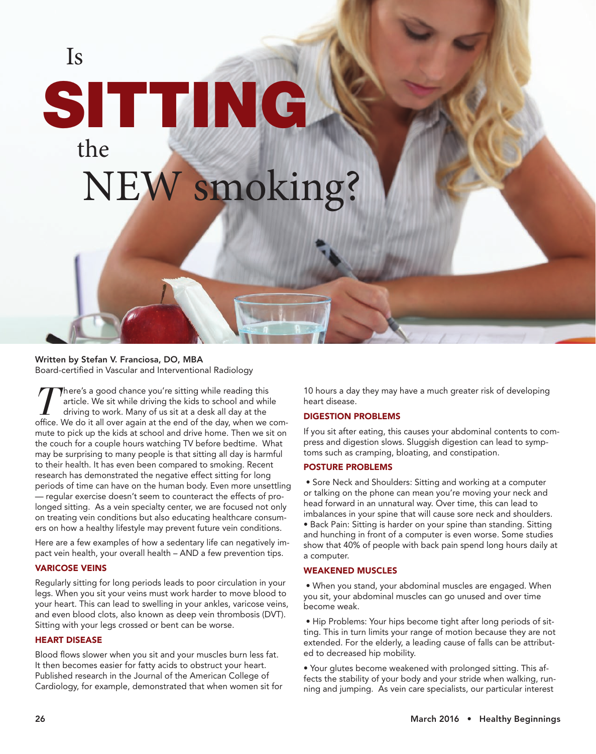# Is SITTING the NEW smoking?

**Written by Stefan V. Franciosa, DO, MBA**
Board-certified in Vascular and Interventional Radiology

There's a good chance you're sitting while reading this article. We sit while driving the kids to school and while driving to work. Many of us sit at a desk all day at the office. We do it all over again at the end of the day, when we commute to pick up the kids at school and drive home. Then we sit on the couch for a couple hours watching TV before bedtime. What may be surprising to many people is that sitting all day is harmful to their health. It has even been compared to smoking. Recent research has demonstrated the negative effect sitting for long periods of time can have on the human body. Even more unsettling — regular exercise doesn't seem to counteract the effects of prolonged sitting. As a vein specialty center, we are focused not only on treating vein conditions but also educating healthcare consumers on how a healthy lifestyle may prevent future vein conditions.

Here are a few examples of how a sedentary life can negatively impact vein health, your overall health – AND a few prevention tips.

## VARICOSE VEINS

Regularly sitting for long periods leads to poor circulation in your legs. When you sit your veins must work harder to move blood to your heart. This can lead to swelling in your ankles, varicose veins, and even blood clots, also known as deep vein thrombosis (DVT). Sitting with your legs crossed or bent can be worse.

## HEART DISEASE

Blood flows slower when you sit and your muscles burn less fat. It then becomes easier for fatty acids to obstruct your heart. Published research in the Journal of the American College of Cardiology, for example, demonstrated that when women sit for 10 hours a day they may have a much greater risk of developing heart disease.

## DIGESTION PROBLEMS

If you sit after eating, this causes your abdominal contents to compress and digestion slows. Sluggish digestion can lead to symptoms such as cramping, bloating, and constipation.

## POSTURE PROBLEMS

- Sore Neck and Shoulders: Sitting and working at a computer or talking on the phone can mean you're moving your neck and head forward in an unnatural way. Over time, this can lead to imbalances in your spine that will cause sore neck and shoulders.
- Back Pain: Sitting is harder on your spine than standing. Sitting and hunching in front of a computer is even worse. Some studies show that 40% of people with back pain spend long hours daily at a computer.

## WEAKENED MUSCLES

- When you stand, your abdominal muscles are engaged. When you sit, your abdominal muscles can go unused and over time become weak.

- Hip Problems: Your hips become tight after long periods of sitting. This in turn limits your range of motion because they are not extended. For the elderly, a leading cause of falls can be attributed to decreased hip mobility.

- Your glutes become weakened with prolonged sitting. This affects the stability of your body and your stride when walking, running and jumping. As vein care specialists, our particular interest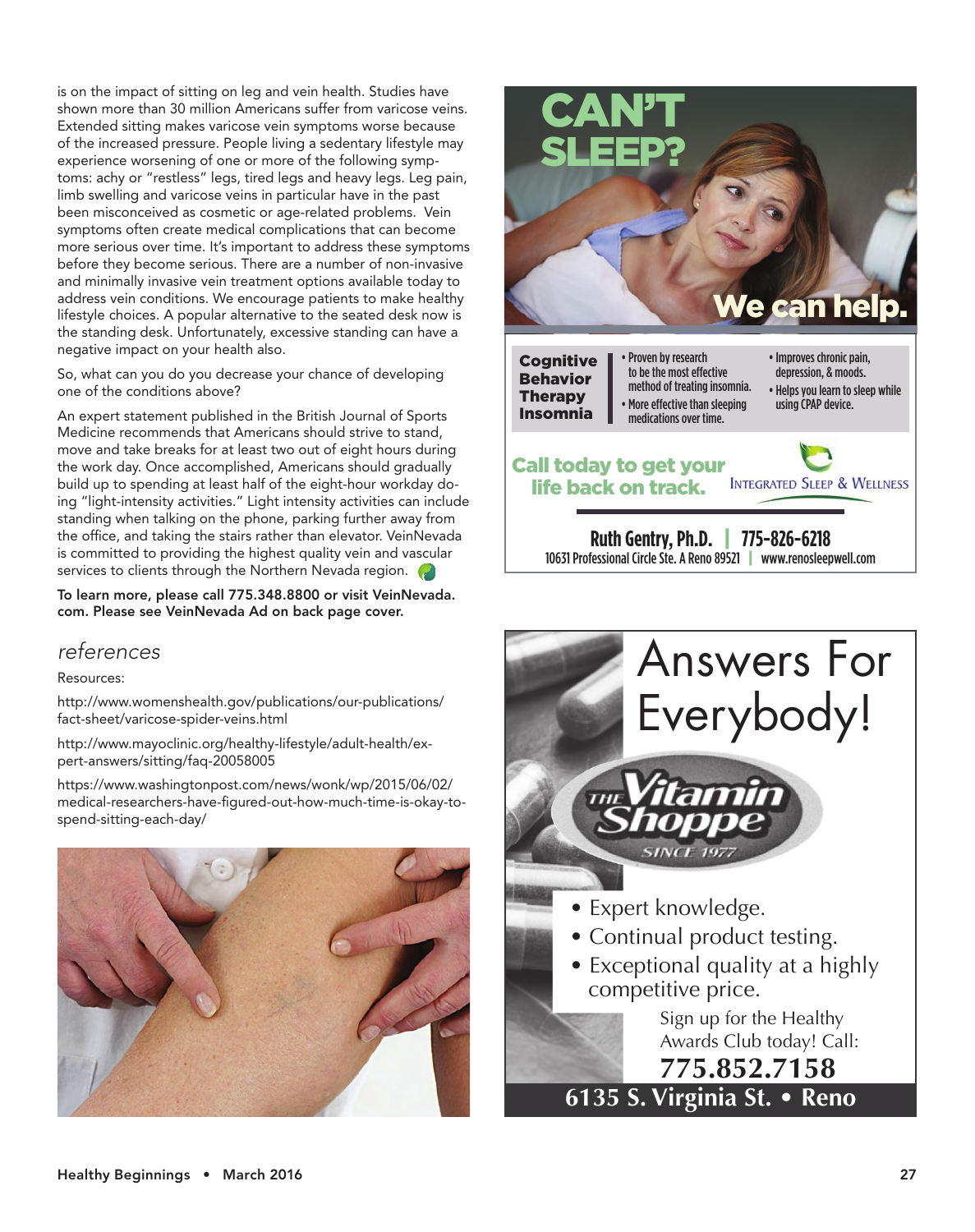is on the impact of sitting on leg and vein health. Studies have shown more than 30 million Americans suffer from varicose veins. Extended sitting makes varicose vein symptoms worse because of the increased pressure. People living a sedentary lifestyle may experience worsening of one or more of the following symptoms: achy or "restless" legs, tired legs and heavy legs. Leg pain, limb swelling and varicose veins in particular have in the past been misconceived as cosmetic or age-related problems. Vein symptoms often create medical complications that can become more serious over time. It's important to address these symptoms before they become serious. There are a number of non-invasive and minimally invasive vein treatment options available today to address vein conditions. We encourage patients to make healthy lifestyle choices. A popular alternative to the seated desk now is the standing desk. Unfortunately, excessive standing can have a negative impact on your health also.

So, what can you do you decrease your chance of developing one of the conditions above?

An expert statement published in the British Journal of Sports Medicine recommends that Americans should strive to stand, move and take breaks for at least two out of eight hours during the work day. Once accomplished, Americans should gradually build up to spending at least half of the eight-hour workday doing "light-intensity activities." Light intensity activities can include standing when talking on the phone, parking further away from the office, and taking the stairs rather than elevator. VeinNevada is committed to providing the highest quality vein and vascular services to clients through the Northern Nevada region.

**To learn more, please call 775.348.8800 or visit VeinNevada.com. Please see VeinNevada Ad on back page cover.**

## references

Resources:

http://www.womenshealth.gov/publications/our-publications/fact-sheet/varicose-spider-veins.html

http://www.mayoclinic.org/healthy-lifestyle/adult-health/expert-answers/sitting/faq-20058005

https://www.washingtonpost.com/news/wonk/wp/2015/06/02/medical-researchers-have-figured-out-how-much-time-is-okay-to-spend-sitting-each-day/

# CAN'T SLEEP?

We can help.

**Cognitive Behavior Therapy Insomnia**

- Proven by research to be the most effective method of treating insomnia.
- More effective than sleeping medications over time.
- Improves chronic pain, depression, & moods.
- Helps you learn to sleep while using CPAP device.

**Call today to get your life back on track.**

Integrated Sleep & Wellness

**Ruth Gentry, Ph.D. | 775-826-6218**

10631 Professional Circle Ste. A Reno 89521 | www.renosleepwell.com

# Answers For Everybody!

The Vitamin Shoppe
SINCE 1977

- Expert knowledge.
- Continual product testing.
- Exceptional quality at a highly competitive price.

Sign up for the Healthy Awards Club today! Call:

**775.852.7158**

**6135 S. Virginia St. • Reno**